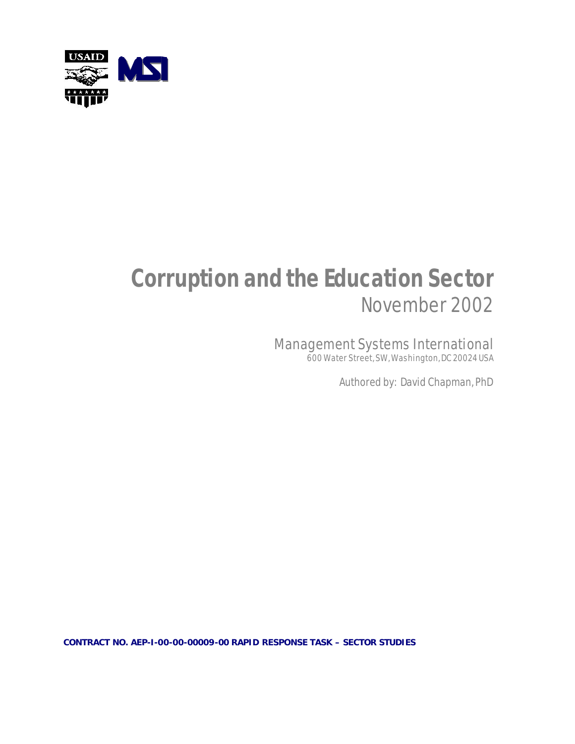USAID

MSI

# Corruption and the Education Sector

November 2002

Management Systems International
600 Water Street, SW, Washington, DC 20024 USA

Authored by: David Chapman, PhD

**CONTRACT NO. AEP-I-00-00-00009-00 RAPID RESPONSE TASK – SECTOR STUDIES**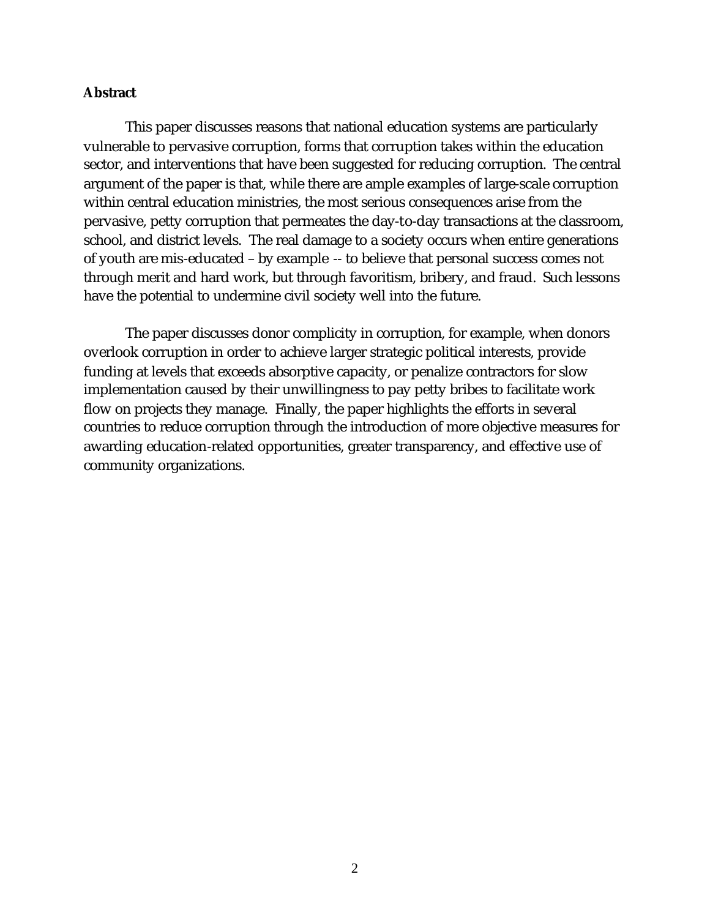**Abstract**

This paper discusses reasons that national education systems are particularly vulnerable to pervasive corruption, forms that corruption takes within the education sector, and interventions that have been suggested for reducing corruption. The central argument of the paper is that, while there are ample examples of large-scale corruption within central education ministries, the most serious consequences arise from the pervasive, petty corruption that permeates the day-to-day transactions at the classroom, school, and district levels. The real damage to a society occurs when entire generations of youth are mis-educated – by example -- to believe that personal success comes not through merit and hard work, but through favoritism, bribery, and fraud. Such lessons have the potential to undermine civil society well into the future.

The paper discusses donor complicity in corruption, for example, when donors overlook corruption in order to achieve larger strategic political interests, provide funding at levels that exceeds absorptive capacity, or penalize contractors for slow implementation caused by their unwillingness to pay petty bribes to facilitate work flow on projects they manage. Finally, the paper highlights the efforts in several countries to reduce corruption through the introduction of more objective measures for awarding education-related opportunities, greater transparency, and effective use of community organizations.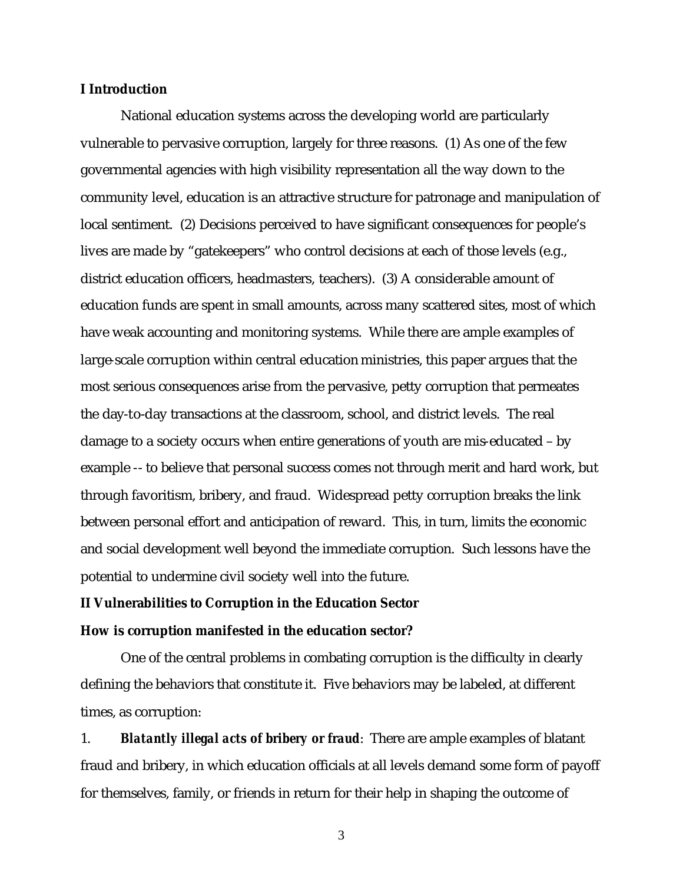## I Introduction

National education systems across the developing world are particularly vulnerable to pervasive corruption, largely for three reasons. (1) As one of the few governmental agencies with high visibility representation all the way down to the community level, education is an attractive structure for patronage and manipulation of local sentiment. (2) Decisions perceived to have significant consequences for people's lives are made by "gatekeepers" who control decisions at each of those levels (e.g., district education officers, headmasters, teachers). (3) A considerable amount of education funds are spent in small amounts, across many scattered sites, most of which have weak accounting and monitoring systems. While there are ample examples of large-scale corruption within central education ministries, this paper argues that the most serious consequences arise from the pervasive, petty corruption that permeates the day-to-day transactions at the classroom, school, and district levels. The real damage to a society occurs when entire generations of youth are mis-educated – by example -- to believe that personal success comes not through merit and hard work, but through favoritism, bribery, and fraud. Widespread petty corruption breaks the link between personal effort and anticipation of reward. This, in turn, limits the economic and social development well beyond the immediate corruption. Such lessons have the potential to undermine civil society well into the future.

## II Vulnerabilities to Corruption in the Education Sector

### How is corruption manifested in the education sector?

One of the central problems in combating corruption is the difficulty in clearly defining the behaviors that constitute it. Five behaviors may be labeled, at different times, as corruption:

1. ***Blatantly illegal acts of bribery or fraud***: There are ample examples of blatant fraud and bribery, in which education officials at all levels demand some form of payoff for themselves, family, or friends in return for their help in shaping the outcome of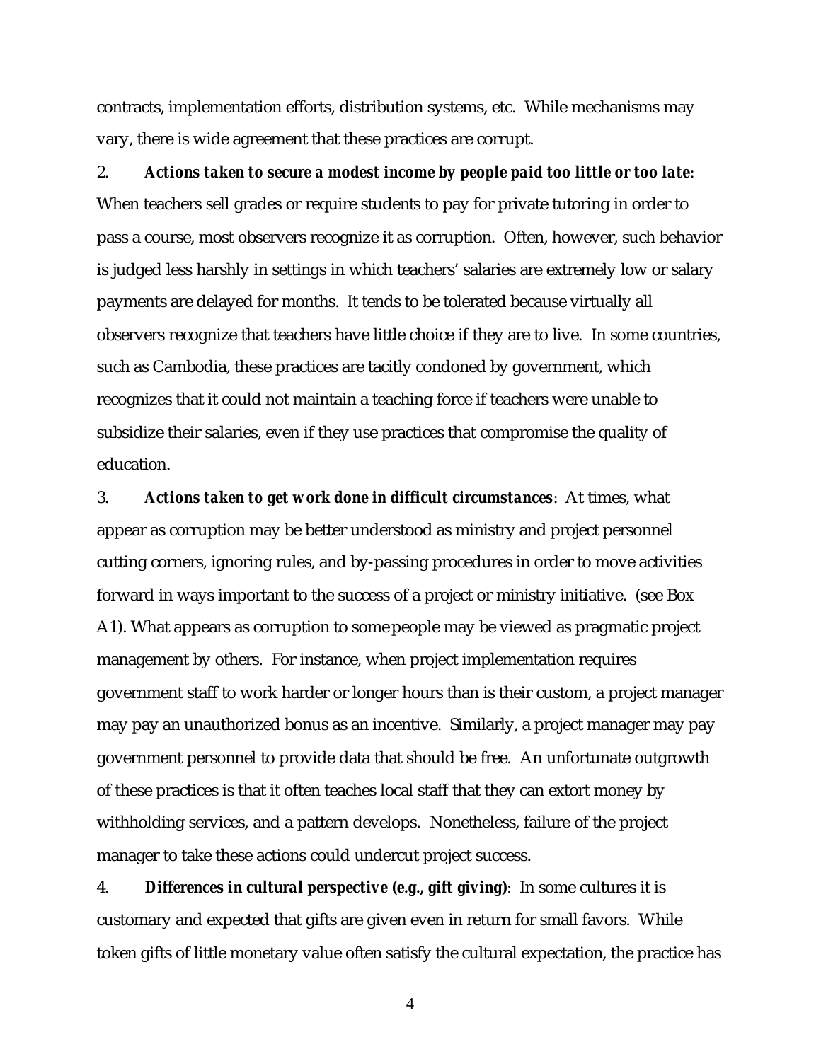contracts, implementation efforts, distribution systems, etc. While mechanisms may vary, there is wide agreement that these practices are corrupt.

2. ***Actions taken to secure a modest income by people paid too little or too late***: When teachers sell grades or require students to pay for private tutoring in order to pass a course, most observers recognize it as corruption. Often, however, such behavior is judged less harshly in settings in which teachers' salaries are extremely low or salary payments are delayed for months. It tends to be tolerated because virtually all observers recognize that teachers have little choice if they are to live. In some countries, such as Cambodia, these practices are tacitly condoned by government, which recognizes that it could not maintain a teaching force if teachers were unable to subsidize their salaries, even if they use practices that compromise the quality of education.

3. ***Actions taken to get work done in difficult circumstances***: At times, what appear as corruption may be better understood as ministry and project personnel cutting corners, ignoring rules, and by-passing procedures in order to move activities forward in ways important to the success of a project or ministry initiative. (see Box A1). What appears as corruption to some people may be viewed as pragmatic project management by others. For instance, when project implementation requires government staff to work harder or longer hours than is their custom, a project manager may pay an unauthorized bonus as an incentive. Similarly, a project manager may pay government personnel to provide data that should be free. An unfortunate outgrowth of these practices is that it often teaches local staff that they can extort money by withholding services, and a pattern develops. Nonetheless, failure of the project manager to take these actions could undercut project success.

4. ***Differences in cultural perspective (e.g., gift giving)***: In some cultures it is customary and expected that gifts are given even in return for small favors. While token gifts of little monetary value often satisfy the cultural expectation, the practice has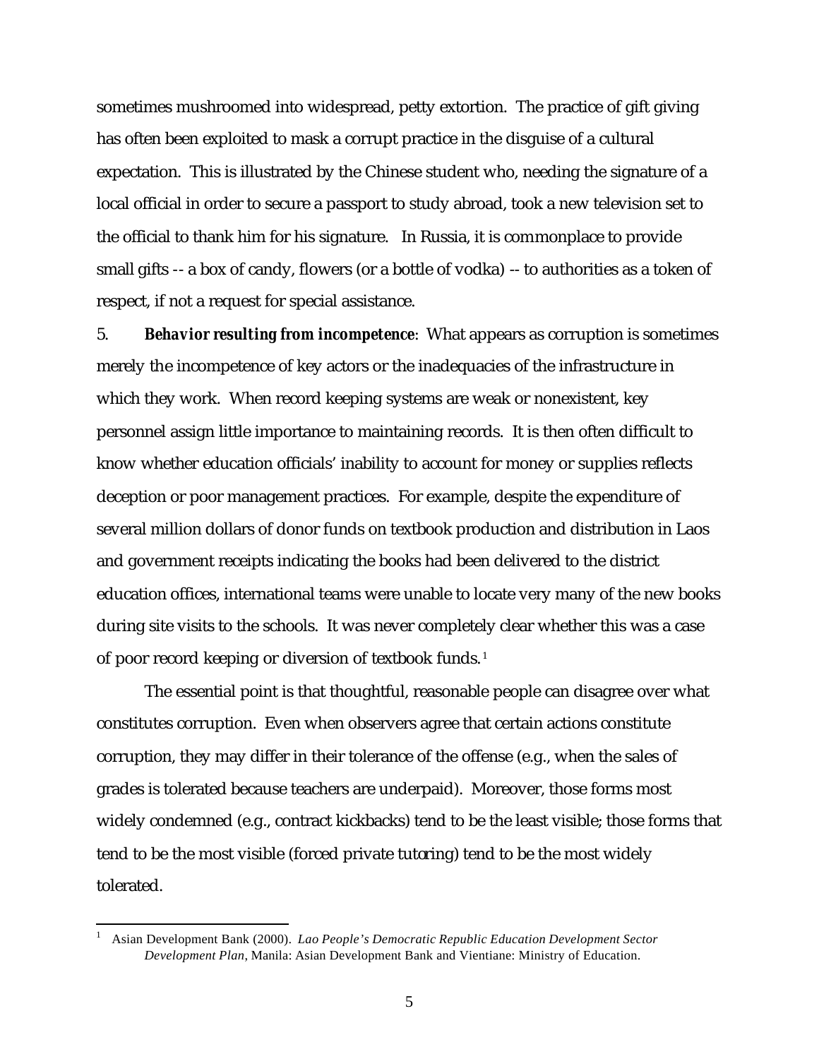sometimes mushroomed into widespread, petty extortion. The practice of gift giving has often been exploited to mask a corrupt practice in the disguise of a cultural expectation. This is illustrated by the Chinese student who, needing the signature of a local official in order to secure a passport to study abroad, took a new television set to the official to thank him for his signature. In Russia, it is commonplace to provide small gifts -- a box of candy, flowers (or a bottle of vodka) -- to authorities as a token of respect, if not a request for special assistance.

5. ***Behavior resulting from incompetence***: What appears as corruption is sometimes merely the incompetence of key actors or the inadequacies of the infrastructure in which they work. When record keeping systems are weak or nonexistent, key personnel assign little importance to maintaining records. It is then often difficult to know whether education officials' inability to account for money or supplies reflects deception or poor management practices. For example, despite the expenditure of several million dollars of donor funds on textbook production and distribution in Laos and government receipts indicating the books had been delivered to the district education offices, international teams were unable to locate very many of the new books during site visits to the schools. It was never completely clear whether this was a case of poor record keeping or diversion of textbook funds.[1]

The essential point is that thoughtful, reasonable people can disagree over what constitutes corruption. Even when observers agree that certain actions constitute corruption, they may differ in their tolerance of the offense (e.g., when the sales of grades is tolerated because teachers are underpaid). Moreover, those forms most widely condemned (e.g., contract kickbacks) tend to be the least visible; those forms that tend to be the most visible (forced private tutoring) tend to be the most widely tolerated.

---

[1] Asian Development Bank (2000). *Lao People's Democratic Republic Education Development Sector Development Plan*, Manila: Asian Development Bank and Vientiane: Ministry of Education.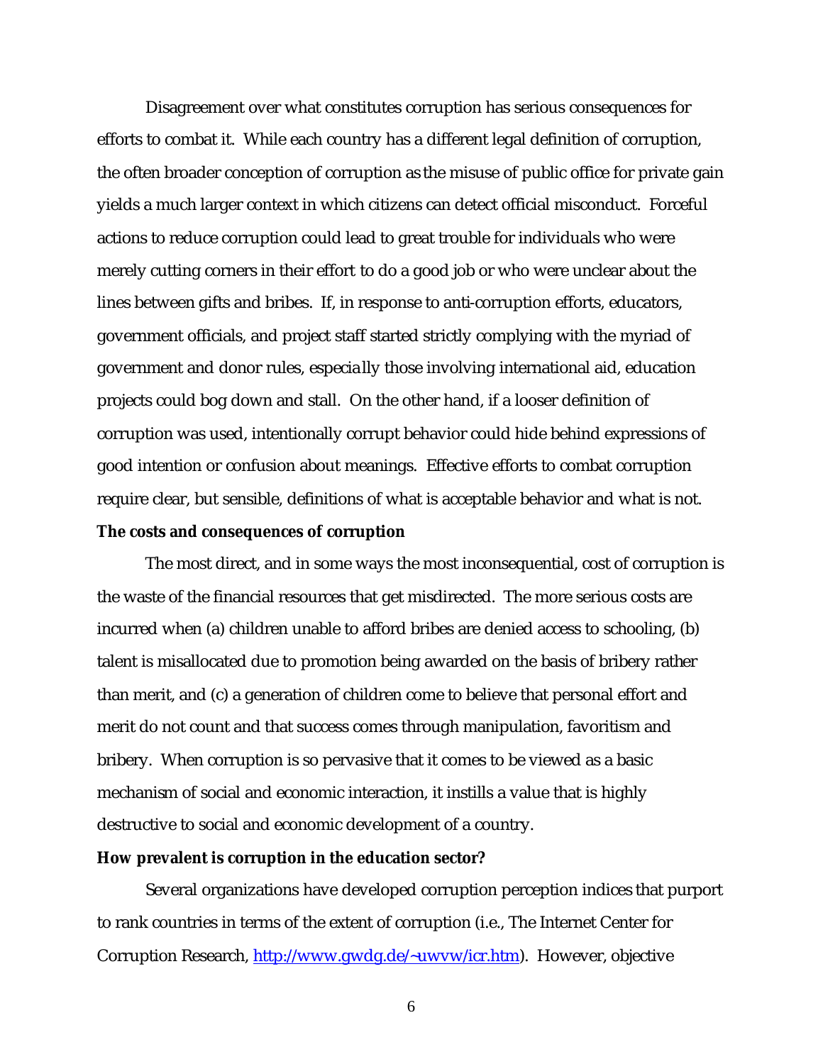Disagreement over what constitutes corruption has serious consequences for efforts to combat it. While each country has a different legal definition of corruption, the often broader conception of corruption as the misuse of public office for private gain yields a much larger context in which citizens can detect official misconduct. Forceful actions to reduce corruption could lead to great trouble for individuals who were merely cutting corners in their effort to do a good job or who were unclear about the lines between gifts and bribes. If, in response to anti-corruption efforts, educators, government officials, and project staff started strictly complying with the myriad of government and donor rules, especially those involving international aid, education projects could bog down and stall. On the other hand, if a looser definition of corruption was used, intentionally corrupt behavior could hide behind expressions of good intention or confusion about meanings. Effective efforts to combat corruption require clear, but sensible, definitions of what is acceptable behavior and what is not.

**The costs and consequences of corruption**

The most direct, and in some ways the most inconsequential, cost of corruption is the waste of the financial resources that get misdirected. The more serious costs are incurred when (a) children unable to afford bribes are denied access to schooling, (b) talent is misallocated due to promotion being awarded on the basis of bribery rather than merit, and (c) a generation of children come to believe that personal effort and merit do not count and that success comes through manipulation, favoritism and bribery. When corruption is so pervasive that it comes to be viewed as a basic mechanism of social and economic interaction, it instills a value that is highly destructive to social and economic development of a country.

**How prevalent is corruption in the education sector?**

Several organizations have developed corruption perception indices that purport to rank countries in terms of the extent of corruption (i.e., The Internet Center for Corruption Research, [http://www.gwdg.de/~uwvw/icr.htm](http://www.gwdg.de/~uwvw/icr.htm)). However, objective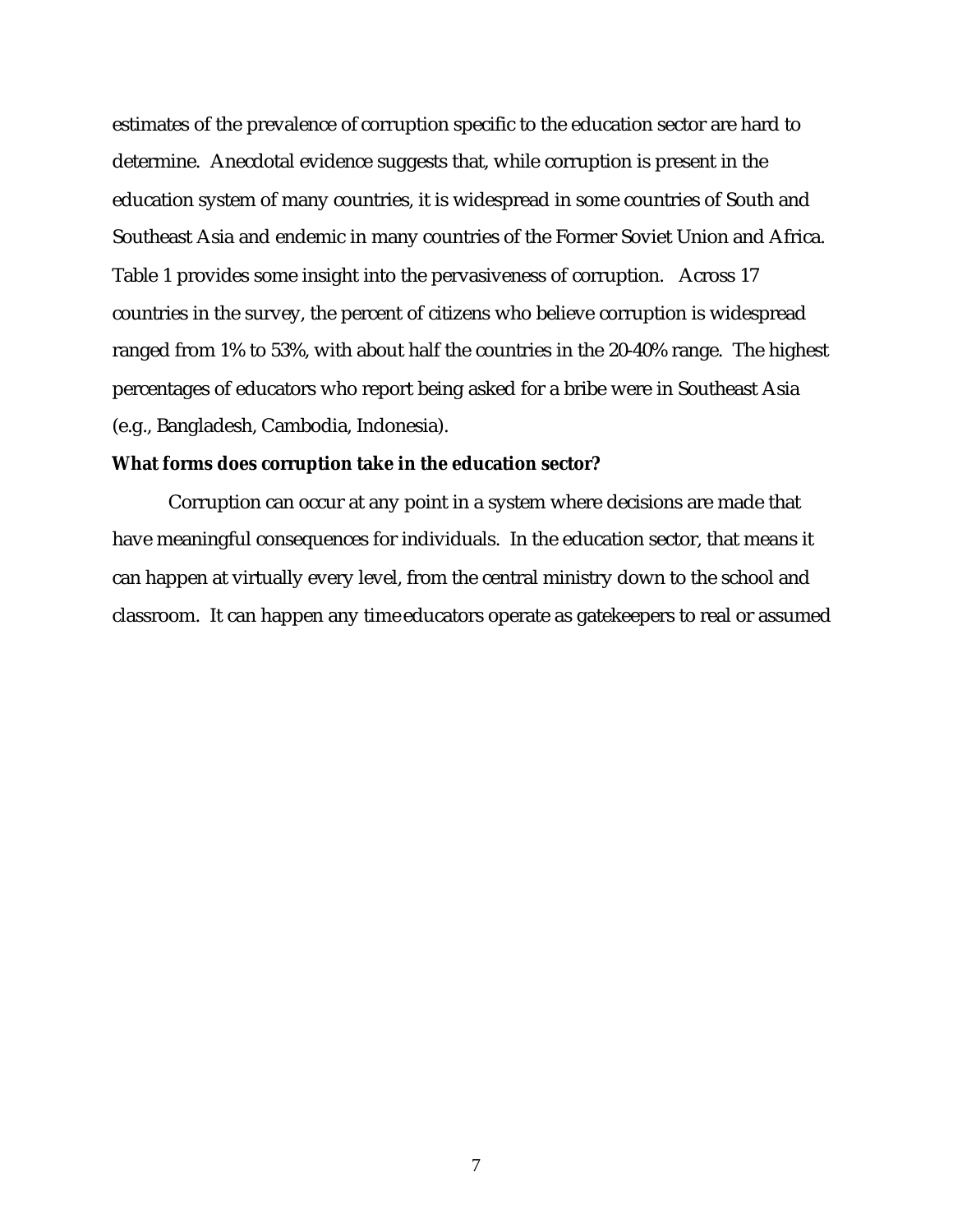estimates of the prevalence of corruption specific to the education sector are hard to determine. Anecdotal evidence suggests that, while corruption is present in the education system of many countries, it is widespread in some countries of South and Southeast Asia and endemic in many countries of the Former Soviet Union and Africa. Table 1 provides some insight into the pervasiveness of corruption. Across 17 countries in the survey, the percent of citizens who believe corruption is widespread ranged from 1% to 53%, with about half the countries in the 20-40% range. The highest percentages of educators who report being asked for a bribe were in Southeast Asia (e.g., Bangladesh, Cambodia, Indonesia).

**What forms does corruption take in the education sector?**

Corruption can occur at any point in a system where decisions are made that have meaningful consequences for individuals. In the education sector, that means it can happen at virtually every level, from the central ministry down to the school and classroom. It can happen any time educators operate as gatekeepers to real or assumed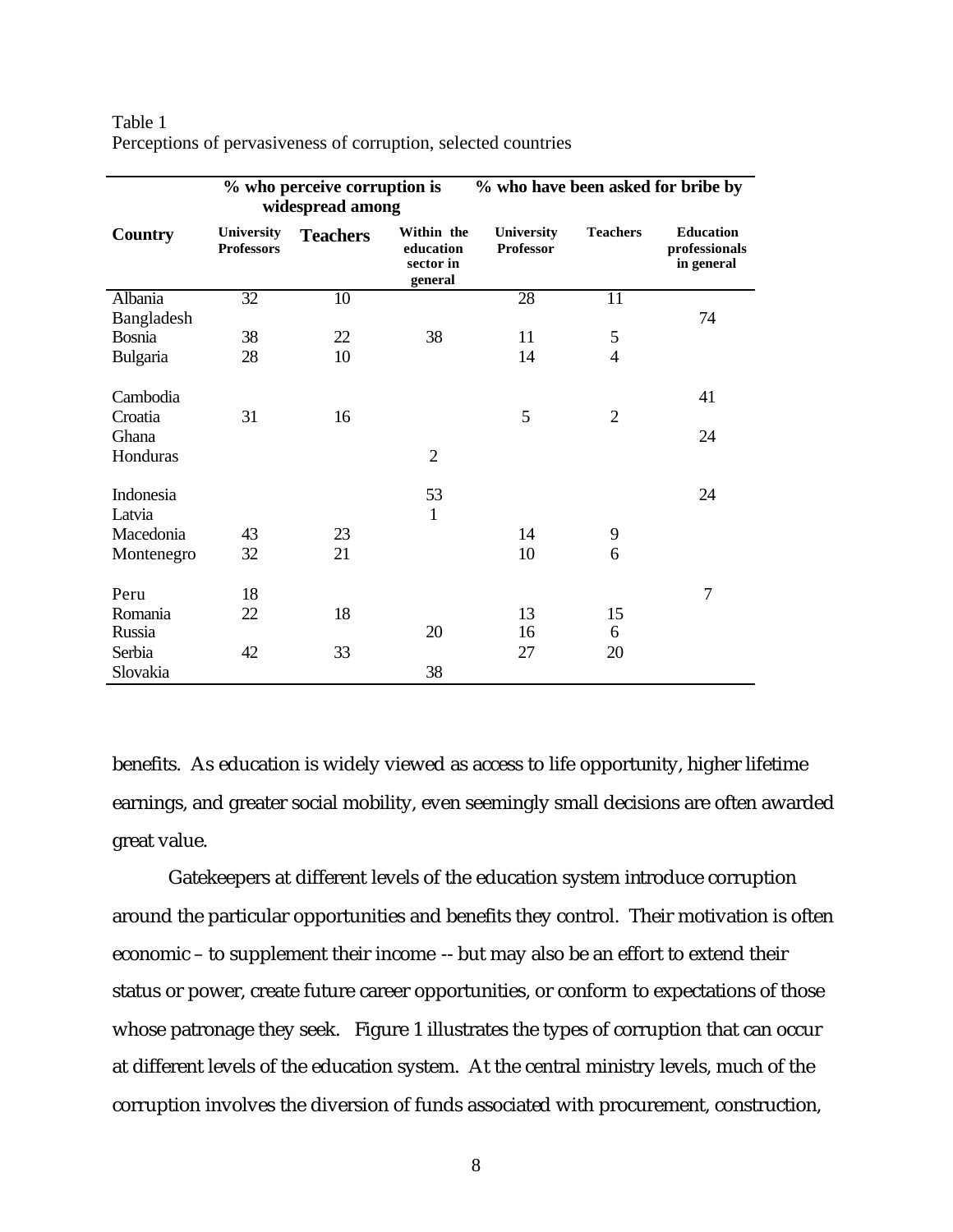Table 1
Perceptions of pervasiveness of corruption, selected countries

| | % who perceive corruption is widespread among | | | % who have been asked for bribe by | | |
|---|---|---|---|---|---|---|
| **Country** | **University Professors** | **Teachers** | **Within the education sector in general** | **University Professor** | **Teachers** | **Education professionals in general** |
| Albania | 32 | 10 | | 28 | 11 | |
| Bangladesh | | | | | | 74 |
| Bosnia | 38 | 22 | 38 | 11 | 5 | |
| Bulgaria | 28 | 10 | | 14 | 4 | |
| Cambodia | | | | | | 41 |
| Croatia | 31 | 16 | | 5 | 2 | |
| Ghana | | | | | | 24 |
| Honduras | | | 2 | | | |
| Indonesia | | | 53 | | | 24 |
| Latvia | | | 1 | | | |
| Macedonia | 43 | 23 | | 14 | 9 | |
| Montenegro | 32 | 21 | | 10 | 6 | |
| Peru | 18 | | | | | 7 |
| Romania | 22 | 18 | | 13 | 15 | |
| Russia | | | 20 | 16 | 6 | |
| Serbia | 42 | 33 | | 27 | 20 | |
| Slovakia | | | 38 | | | |

benefits. As education is widely viewed as access to life opportunity, higher lifetime earnings, and greater social mobility, even seemingly small decisions are often awarded great value.

Gatekeepers at different levels of the education system introduce corruption around the particular opportunities and benefits they control. Their motivation is often economic – to supplement their income -- but may also be an effort to extend their status or power, create future career opportunities, or conform to expectations of those whose patronage they seek. Figure 1 illustrates the types of corruption that can occur at different levels of the education system. At the central ministry levels, much of the corruption involves the diversion of funds associated with procurement, construction,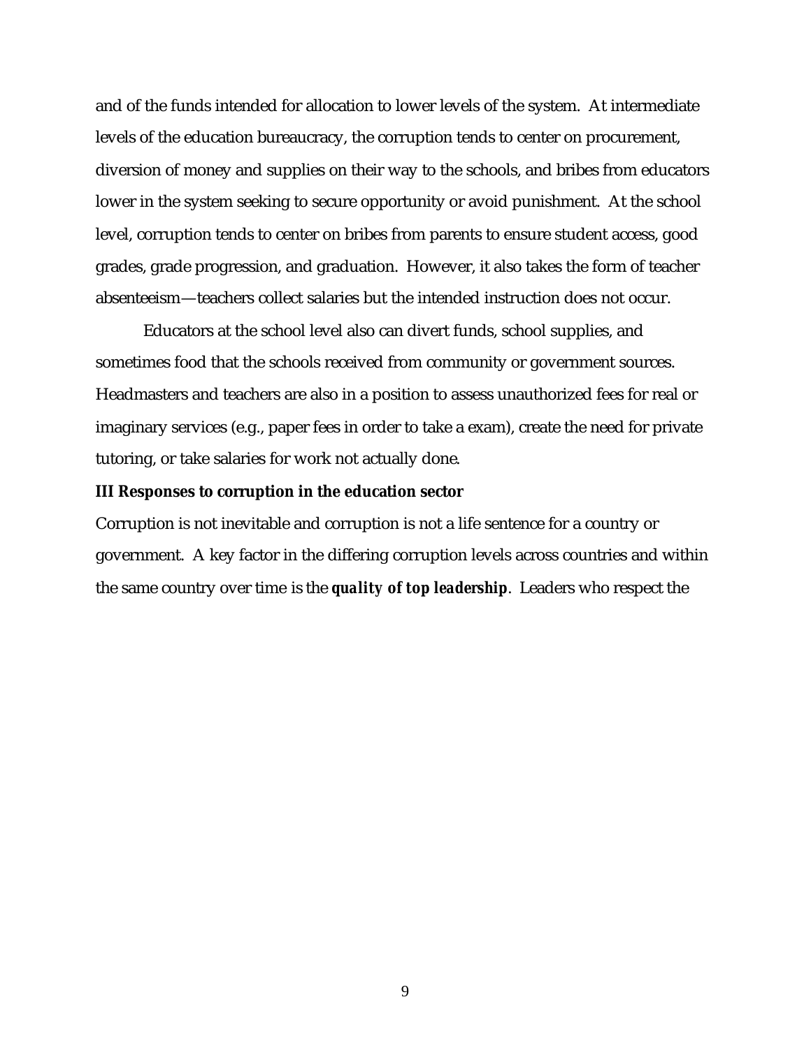and of the funds intended for allocation to lower levels of the system. At intermediate levels of the education bureaucracy, the corruption tends to center on procurement, diversion of money and supplies on their way to the schools, and bribes from educators lower in the system seeking to secure opportunity or avoid punishment. At the school level, corruption tends to center on bribes from parents to ensure student access, good grades, grade progression, and graduation. However, it also takes the form of teacher absenteeism—teachers collect salaries but the intended instruction does not occur.

Educators at the school level also can divert funds, school supplies, and sometimes food that the schools received from community or government sources. Headmasters and teachers are also in a position to assess unauthorized fees for real or imaginary services (e.g., paper fees in order to take a exam), create the need for private tutoring, or take salaries for work not actually done.

## III Responses to corruption in the education sector

Corruption is not inevitable and corruption is not a life sentence for a country or government. A key factor in the differing corruption levels across countries and within the same country over time is the ***quality of top leadership***. Leaders who respect the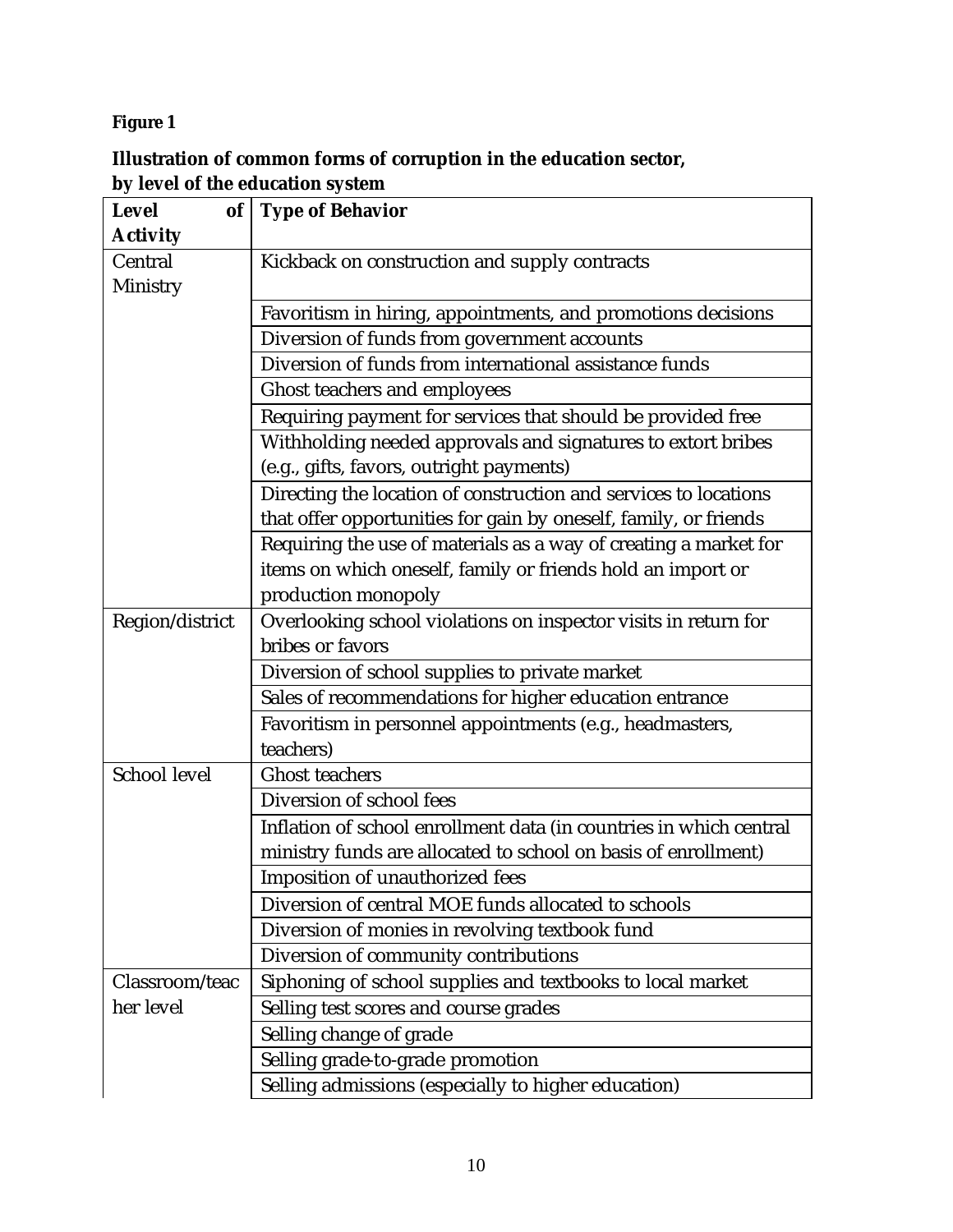**Figure 1**

**Illustration of common forms of corruption in the education sector, by level of the education system**

| Level of Activity | Type of Behavior |
|---|---|
| Central Ministry | Kickback on construction and supply contracts |
| | Favoritism in hiring, appointments, and promotions decisions |
| | Diversion of funds from government accounts |
| | Diversion of funds from international assistance funds |
| | Ghost teachers and employees |
| | Requiring payment for services that should be provided free |
| | Withholding needed approvals and signatures to extort bribes (e.g., gifts, favors, outright payments) |
| | Directing the location of construction and services to locations that offer opportunities for gain by oneself, family, or friends |
| | Requiring the use of materials as a way of creating a market for items on which oneself, family or friends hold an import or production monopoly |
| Region/district | Overlooking school violations on inspector visits in return for bribes or favors |
| | Diversion of school supplies to private market |
| | Sales of recommendations for higher education entrance |
| | Favoritism in personnel appointments (e.g., headmasters, teachers) |
| School level | Ghost teachers |
| | Diversion of school fees |
| | Inflation of school enrollment data (in countries in which central ministry funds are allocated to school on basis of enrollment) |
| | Imposition of unauthorized fees |
| | Diversion of central MOE funds allocated to schools |
| | Diversion of monies in revolving textbook fund |
| | Diversion of community contributions |
| Classroom/teacher level | Siphoning of school supplies and textbooks to local market |
| | Selling test scores and course grades |
| | Selling change of grade |
| | Selling grade-to-grade promotion |
| | Selling admissions (especially to higher education) |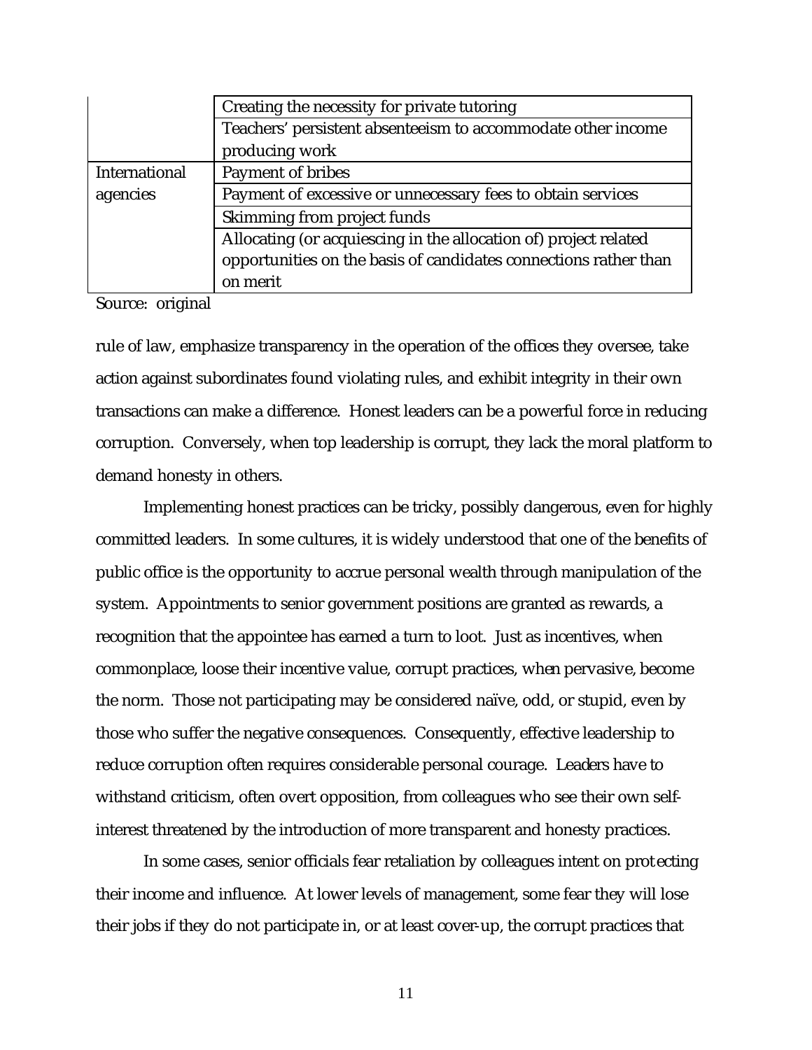| | |
|---|---|
| | Creating the necessity for private tutoring |
| | Teachers' persistent absenteeism to accommodate other income producing work |
| International agencies | Payment of bribes |
| | Payment of excessive or unnecessary fees to obtain services |
| | Skimming from project funds |
| | Allocating (or acquiescing in the allocation of) project related opportunities on the basis of candidates connections rather than on merit |

Source: original

rule of law, emphasize transparency in the operation of the offices they oversee, take action against subordinates found violating rules, and exhibit integrity in their own transactions can make a difference. Honest leaders can be a powerful force in reducing corruption. Conversely, when top leadership is corrupt, they lack the moral platform to demand honesty in others.

Implementing honest practices can be tricky, possibly dangerous, even for highly committed leaders. In some cultures, it is widely understood that one of the benefits of public office is the opportunity to accrue personal wealth through manipulation of the system. Appointments to senior government positions are granted as rewards, a recognition that the appointee has earned a turn to loot. Just as incentives, when commonplace, loose their incentive value, corrupt practices, when pervasive, become the norm. Those not participating may be considered naïve, odd, or stupid, even by those who suffer the negative consequences. Consequently, effective leadership to reduce corruption often requires considerable personal courage. Leaders have to withstand criticism, often overt opposition, from colleagues who see their own self-interest threatened by the introduction of more transparent and honesty practices.

In some cases, senior officials fear retaliation by colleagues intent on protecting their income and influence. At lower levels of management, some fear they will lose their jobs if they do not participate in, or at least cover-up, the corrupt practices that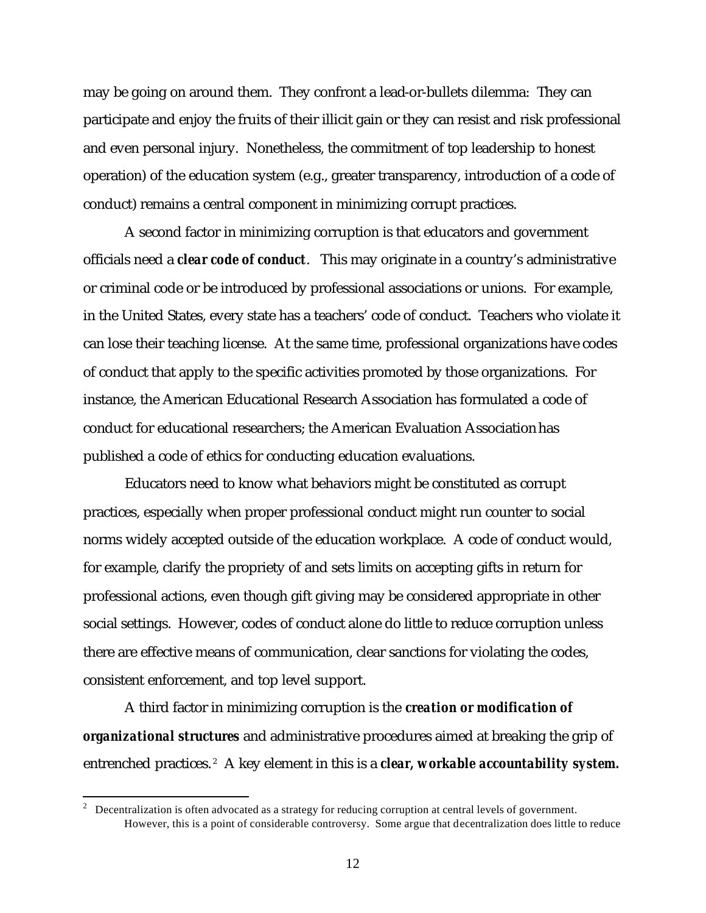may be going on around them. They confront a lead-or-bullets dilemma: They can participate and enjoy the fruits of their illicit gain or they can resist and risk professional and even personal injury. Nonetheless, the commitment of top leadership to honest operation) of the education system (e.g., greater transparency, introduction of a code of conduct) remains a central component in minimizing corrupt practices.

A second factor in minimizing corruption is that educators and government officials need a ***clear code of conduct***. This may originate in a country's administrative or criminal code or be introduced by professional associations or unions. For example, in the United States, every state has a teachers' code of conduct. Teachers who violate it can lose their teaching license. At the same time, professional organizations have codes of conduct that apply to the specific activities promoted by those organizations. For instance, the American Educational Research Association has formulated a code of conduct for educational researchers; the American Evaluation Association has published a code of ethics for conducting education evaluations.

Educators need to know what behaviors might be constituted as corrupt practices, especially when proper professional conduct might run counter to social norms widely accepted outside of the education workplace. A code of conduct would, for example, clarify the propriety of and sets limits on accepting gifts in return for professional actions, even though gift giving may be considered appropriate in other social settings. However, codes of conduct alone do little to reduce corruption unless there are effective means of communication, clear sanctions for violating the codes, consistent enforcement, and top level support.

A third factor in minimizing corruption is the ***creation or modification of organizational structures*** and administrative procedures aimed at breaking the grip of entrenched practices.[2] A key element in this is a ***clear, workable accountability system.***

[2] Decentralization is often advocated as a strategy for reducing corruption at central levels of government. However, this is a point of considerable controversy. Some argue that decentralization does little to reduce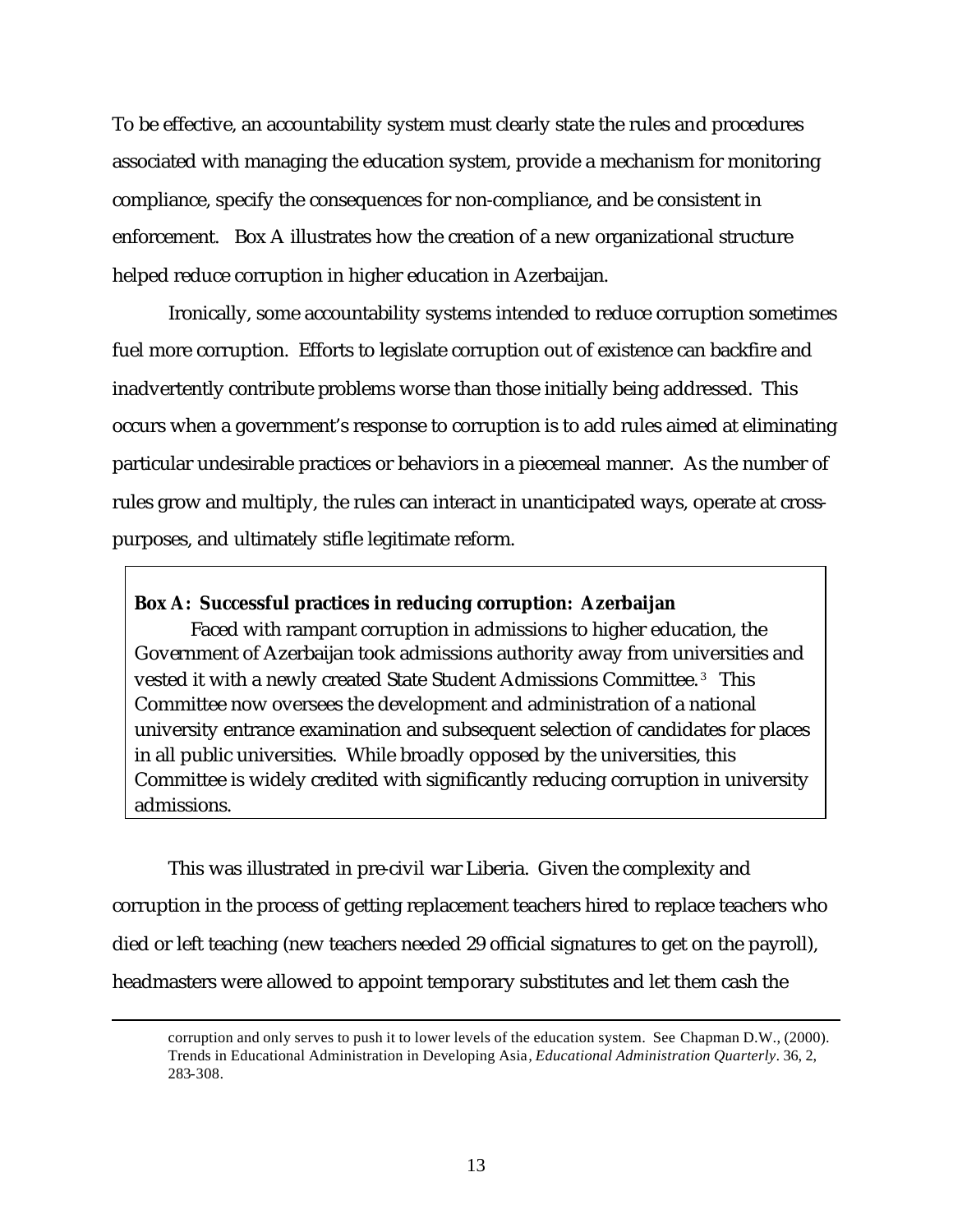To be effective, an accountability system must clearly state the rules and procedures associated with managing the education system, provide a mechanism for monitoring compliance, specify the consequences for non-compliance, and be consistent in enforcement. Box A illustrates how the creation of a new organizational structure helped reduce corruption in higher education in Azerbaijan.

Ironically, some accountability systems intended to reduce corruption sometimes fuel more corruption. Efforts to legislate corruption out of existence can backfire and inadvertently contribute problems worse than those initially being addressed. This occurs when a government's response to corruption is to add rules aimed at eliminating particular undesirable practices or behaviors in a piecemeal manner. As the number of rules grow and multiply, the rules can interact in unanticipated ways, operate at cross-purposes, and ultimately stifle legitimate reform.

> **Box A: Successful practices in reducing corruption: Azerbaijan**
>
> Faced with rampant corruption in admissions to higher education, the Government of Azerbaijan took admissions authority away from universities and vested it with a newly created State Student Admissions Committee.[3] This Committee now oversees the development and administration of a national university entrance examination and subsequent selection of candidates for places in all public universities. While broadly opposed by the universities, this Committee is widely credited with significantly reducing corruption in university admissions.

This was illustrated in pre-civil war Liberia. Given the complexity and corruption in the process of getting replacement teachers hired to replace teachers who died or left teaching (new teachers needed 29 official signatures to get on the payroll), headmasters were allowed to appoint temporary substitutes and let them cash the

corruption and only serves to push it to lower levels of the education system. See Chapman D.W., (2000). Trends in Educational Administration in Developing Asia, *Educational Administration Quarterly*. 36, 2, 283-308.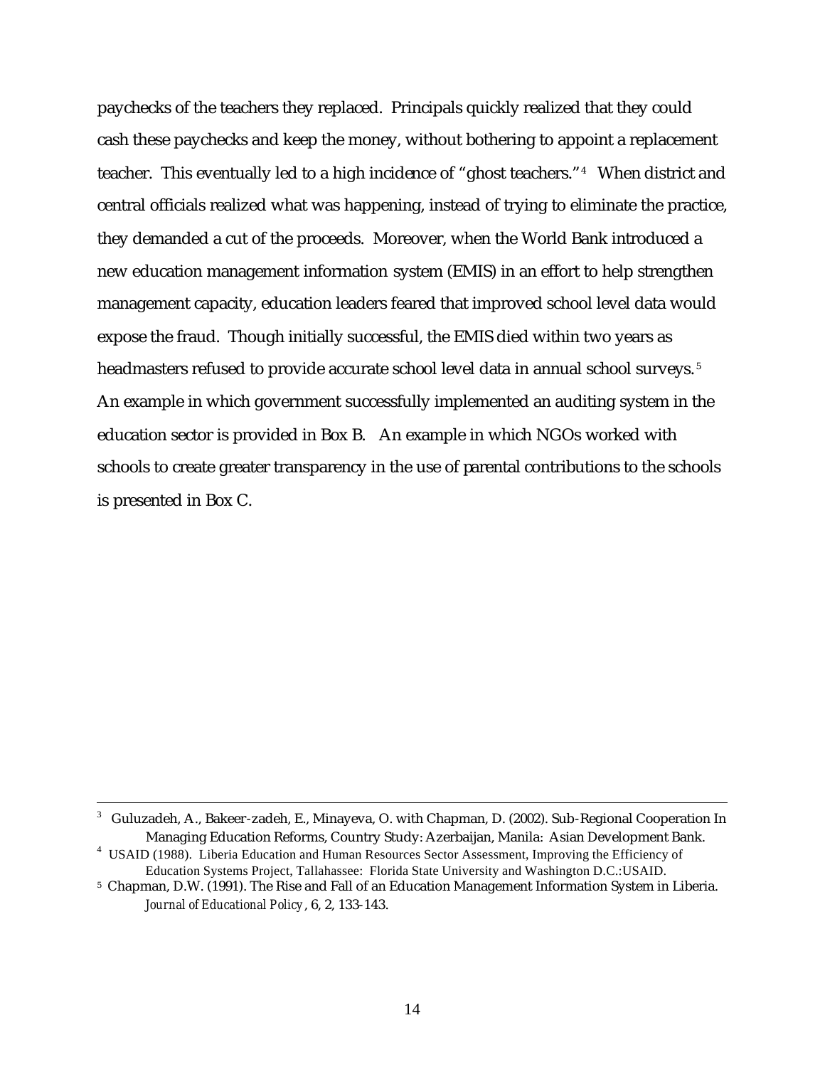paychecks of the teachers they replaced. Principals quickly realized that they could cash these paychecks and keep the money, without bothering to appoint a replacement teacher. This eventually led to a high incidence of "ghost teachers."[4] When district and central officials realized what was happening, instead of trying to eliminate the practice, they demanded a cut of the proceeds. Moreover, when the World Bank introduced a new education management information system (EMIS) in an effort to help strengthen management capacity, education leaders feared that improved school level data would expose the fraud. Though initially successful, the EMIS died within two years as headmasters refused to provide accurate school level data in annual school surveys.[5] An example in which government successfully implemented an auditing system in the education sector is provided in Box B. An example in which NGOs worked with schools to create greater transparency in the use of parental contributions to the schools is presented in Box C.

---

[3] Guluzadeh, A., Bakeer-zadeh, E., Minayeva, O. with Chapman, D. (2002). Sub-Regional Cooperation In Managing Education Reforms, Country Study: Azerbaijan, Manila: Asian Development Bank.

[4] USAID (1988). Liberia Education and Human Resources Sector Assessment, Improving the Efficiency of Education Systems Project, Tallahassee: Florida State University and Washington D.C.:USAID.

[5] Chapman, D.W. (1991). The Rise and Fall of an Education Management Information System in Liberia. *Journal of Educational Policy*, 6, 2, 133-143.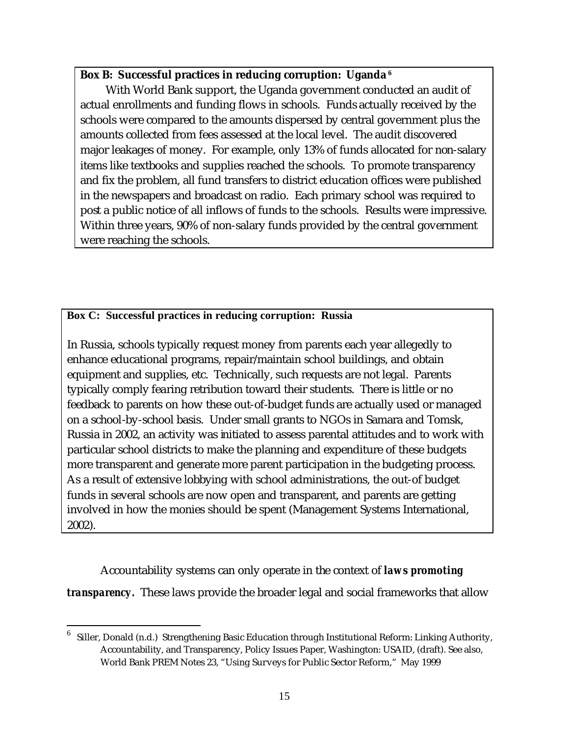**Box B: Successful practices in reducing corruption: Uganda** [6]

With World Bank support, the Uganda government conducted an audit of actual enrollments and funding flows in schools. Funds actually received by the schools were compared to the amounts dispersed by central government plus the amounts collected from fees assessed at the local level. The audit discovered major leakages of money. For example, only 13% of funds allocated for non-salary items like textbooks and supplies reached the schools. To promote transparency and fix the problem, all fund transfers to district education offices were published in the newspapers and broadcast on radio. Each primary school was required to post a public notice of all inflows of funds to the schools. Results were impressive. Within three years, 90% of non-salary funds provided by the central government were reaching the schools.

**Box C: Successful practices in reducing corruption: Russia**

In Russia, schools typically request money from parents each year allegedly to enhance educational programs, repair/maintain school buildings, and obtain equipment and supplies, etc. Technically, such requests are not legal. Parents typically comply fearing retribution toward their students. There is little or no feedback to parents on how these out-of-budget funds are actually used or managed on a school-by-school basis. Under small grants to NGOs in Samara and Tomsk, Russia in 2002, an activity was initiated to assess parental attitudes and to work with particular school districts to make the planning and expenditure of these budgets more transparent and generate more parent participation in the budgeting process. As a result of extensive lobbying with school administrations, the out-of budget funds in several schools are now open and transparent, and parents are getting involved in how the monies should be spent (Management Systems International, 2002).

Accountability systems can only operate in the context of ***laws promoting transparency.*** These laws provide the broader legal and social frameworks that allow

---

[6] Siller, Donald (n.d.) Strengthening Basic Education through Institutional Reform: Linking Authority, Accountability, and Transparency, Policy Issues Paper, Washington: USAID, (draft). See also, World Bank PREM Notes 23, "Using Surveys for Public Sector Reform," May 1999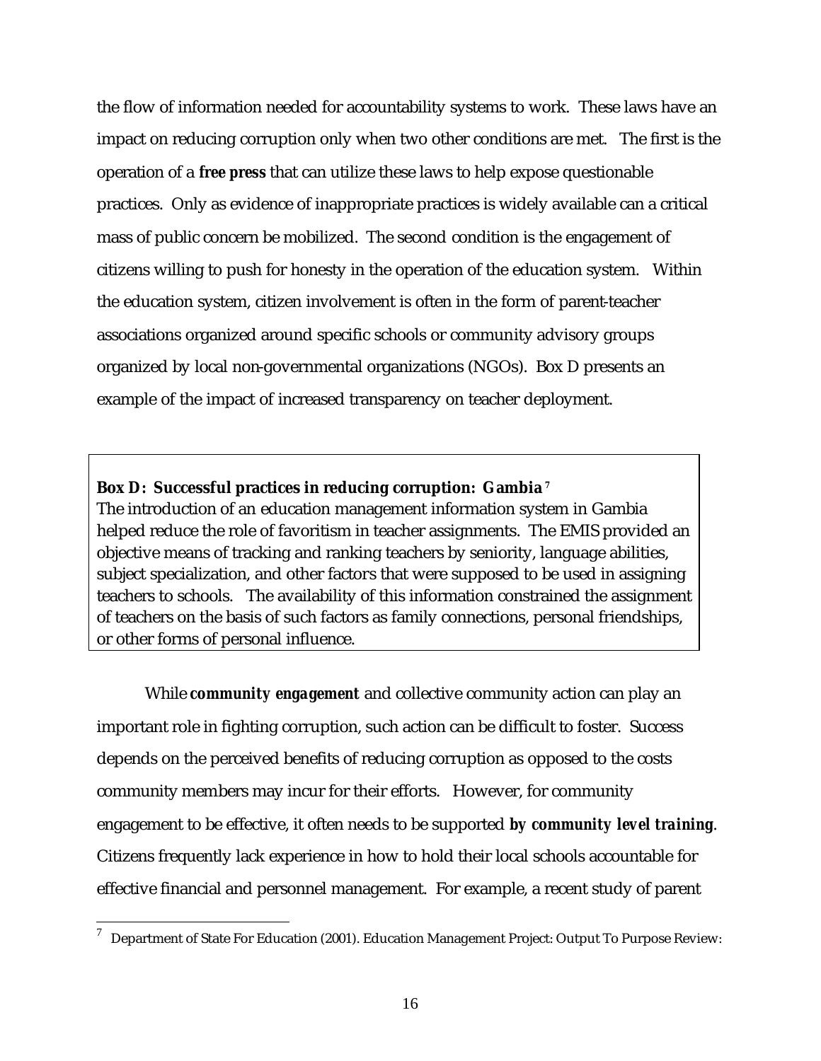the flow of information needed for accountability systems to work. These laws have an impact on reducing corruption only when two other conditions are met. The first is the operation of a **free press** that can utilize these laws to help expose questionable practices. Only as evidence of inappropriate practices is widely available can a critical mass of public concern be mobilized. The second condition is the engagement of citizens willing to push for honesty in the operation of the education system. Within the education system, citizen involvement is often in the form of parent-teacher associations organized around specific schools or community advisory groups organized by local non-governmental organizations (NGOs). Box D presents an example of the impact of increased transparency on teacher deployment.

> **Box D: Successful practices in reducing corruption: Gambia** [7]
> The introduction of an education management information system in Gambia helped reduce the role of favoritism in teacher assignments. The EMIS provided an objective means of tracking and ranking teachers by seniority, language abilities, subject specialization, and other factors that were supposed to be used in assigning teachers to schools. The availability of this information constrained the assignment of teachers on the basis of such factors as family connections, personal friendships, or other forms of personal influence.

While ***community engagement*** and collective community action can play an important role in fighting corruption, such action can be difficult to foster. Success depends on the perceived benefits of reducing corruption as opposed to the costs community members may incur for their efforts. However, for community engagement to be effective, it often needs to be supported ***by community level training***. Citizens frequently lack experience in how to hold their local schools accountable for effective financial and personnel management. For example, a recent study of parent

---

[7] Department of State For Education (2001). Education Management Project: Output To Purpose Review: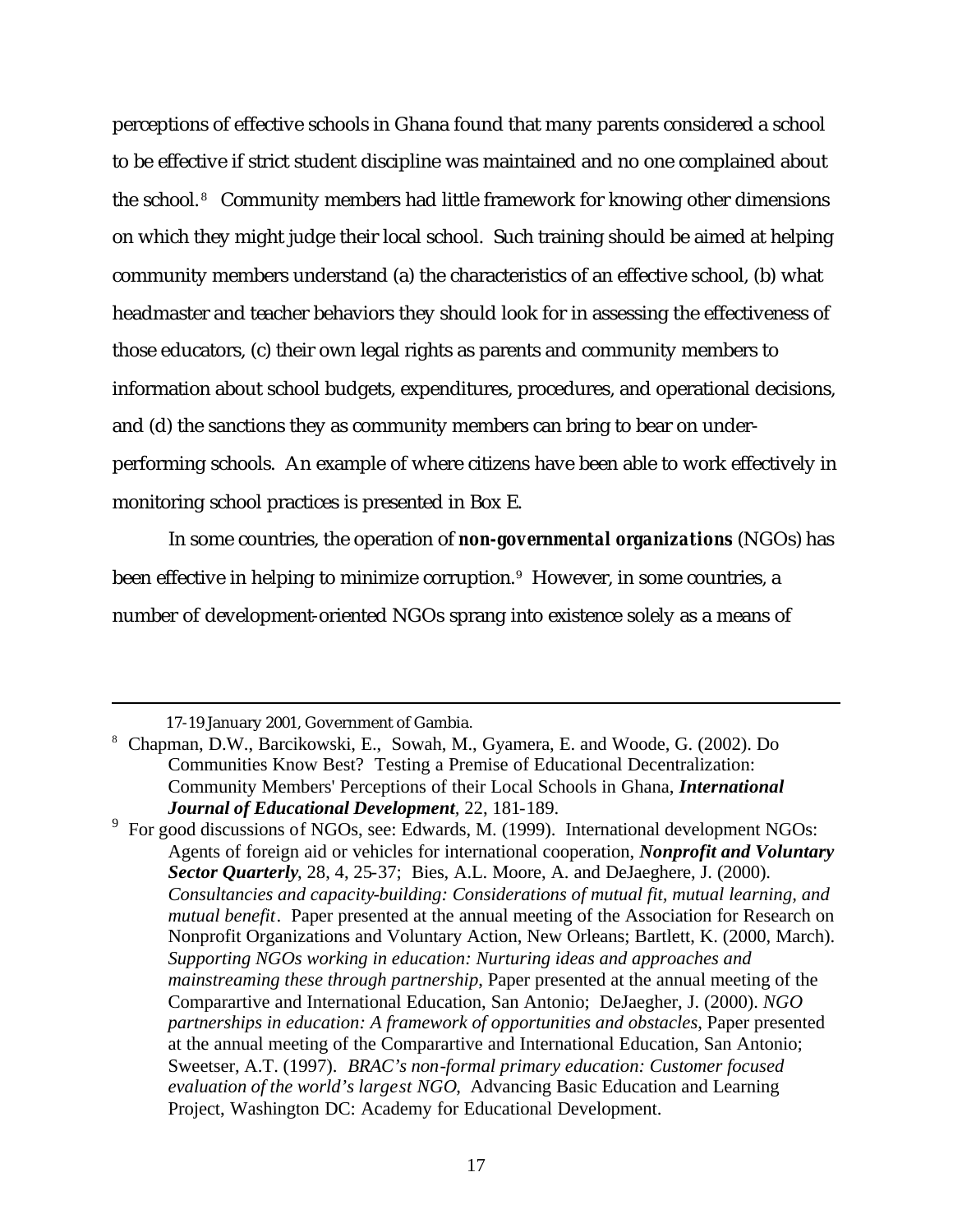perceptions of effective schools in Ghana found that many parents considered a school to be effective if strict student discipline was maintained and no one complained about the school.[8] Community members had little framework for knowing other dimensions on which they might judge their local school. Such training should be aimed at helping community members understand (a) the characteristics of an effective school, (b) what headmaster and teacher behaviors they should look for in assessing the effectiveness of those educators, (c) their own legal rights as parents and community members to information about school budgets, expenditures, procedures, and operational decisions, and (d) the sanctions they as community members can bring to bear on under-performing schools. An example of where citizens have been able to work effectively in monitoring school practices is presented in Box E.

In some countries, the operation of ***non-governmental organizations*** (NGOs) has been effective in helping to minimize corruption.[9] However, in some countries, a number of development-oriented NGOs sprang into existence solely as a means of

---

17-19 January 2001, Government of Gambia.

[8] Chapman, D.W., Barcikowski, E., Sowah, M., Gyamera, E. and Woode, G. (2002). Do Communities Know Best? Testing a Premise of Educational Decentralization: Community Members' Perceptions of their Local Schools in Ghana, ***International Journal of Educational Development***, 22, 181-189.

[9] For good discussions of NGOs, see: Edwards, M. (1999). International development NGOs: Agents of foreign aid or vehicles for international cooperation, ***Nonprofit and Voluntary Sector Quarterly***, 28, 4, 25-37; Bies, A.L. Moore, A. and DeJaeghere, J. (2000). *Consultancies and capacity-building: Considerations of mutual fit, mutual learning, and mutual benefit*. Paper presented at the annual meeting of the Association for Research on Nonprofit Organizations and Voluntary Action, New Orleans; Bartlett, K. (2000, March). *Supporting NGOs working in education: Nurturing ideas and approaches and mainstreaming these through partnership*, Paper presented at the annual meeting of the Comparartive and International Education, San Antonio; DeJaegher, J. (2000). *NGO partnerships in education: A framework of opportunities and obstacles*, Paper presented at the annual meeting of the Comparartive and International Education, San Antonio; Sweetser, A.T. (1997). *BRAC's non-formal primary education: Customer focused evaluation of the world's largest NGO*, Advancing Basic Education and Learning Project, Washington DC: Academy for Educational Development.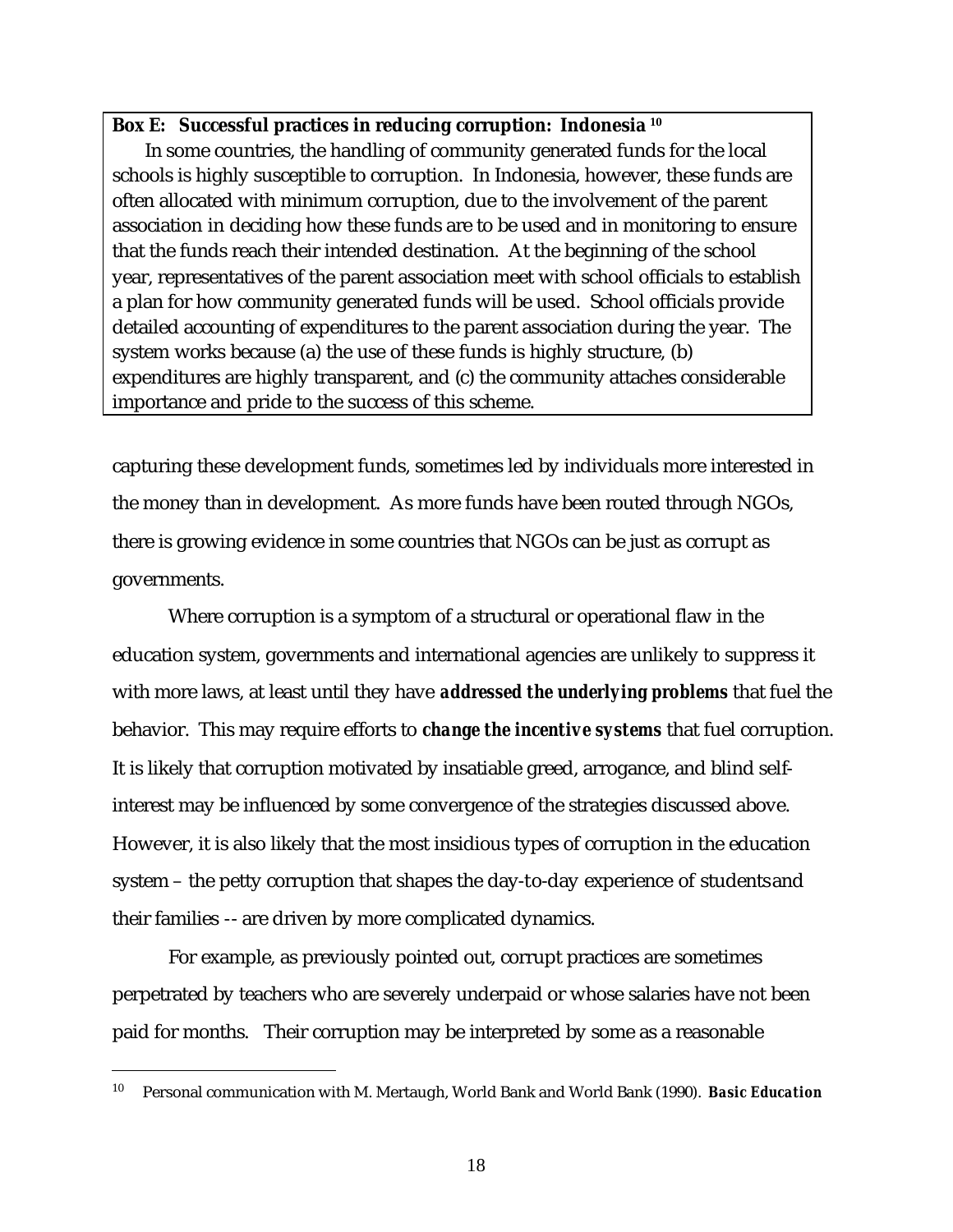**Box E: Successful practices in reducing corruption: Indonesia** [10]

In some countries, the handling of community generated funds for the local schools is highly susceptible to corruption. In Indonesia, however, these funds are often allocated with minimum corruption, due to the involvement of the parent association in deciding how these funds are to be used and in monitoring to ensure that the funds reach their intended destination. At the beginning of the school year, representatives of the parent association meet with school officials to establish a plan for how community generated funds will be used. School officials provide detailed accounting of expenditures to the parent association during the year. The system works because (a) the use of these funds is highly structure, (b) expenditures are highly transparent, and (c) the community attaches considerable importance and pride to the success of this scheme.

capturing these development funds, sometimes led by individuals more interested in the money than in development. As more funds have been routed through NGOs, there is growing evidence in some countries that NGOs can be just as corrupt as governments.

Where corruption is a symptom of a structural or operational flaw in the education system, governments and international agencies are unlikely to suppress it with more laws, at least until they have ***addressed the underlying problems*** that fuel the behavior. This may require efforts to ***change the incentive systems*** that fuel corruption. It is likely that corruption motivated by insatiable greed, arrogance, and blind self-interest may be influenced by some convergence of the strategies discussed above. However, it is also likely that the most insidious types of corruption in the education system – the petty corruption that shapes the day-to-day experience of students and their families -- are driven by more complicated dynamics.

For example, as previously pointed out, corrupt practices are sometimes perpetrated by teachers who are severely underpaid or whose salaries have not been paid for months. Their corruption may be interpreted by some as a reasonable

---

[10] Personal communication with M. Mertaugh, World Bank and World Bank (1990). ***Basic Education***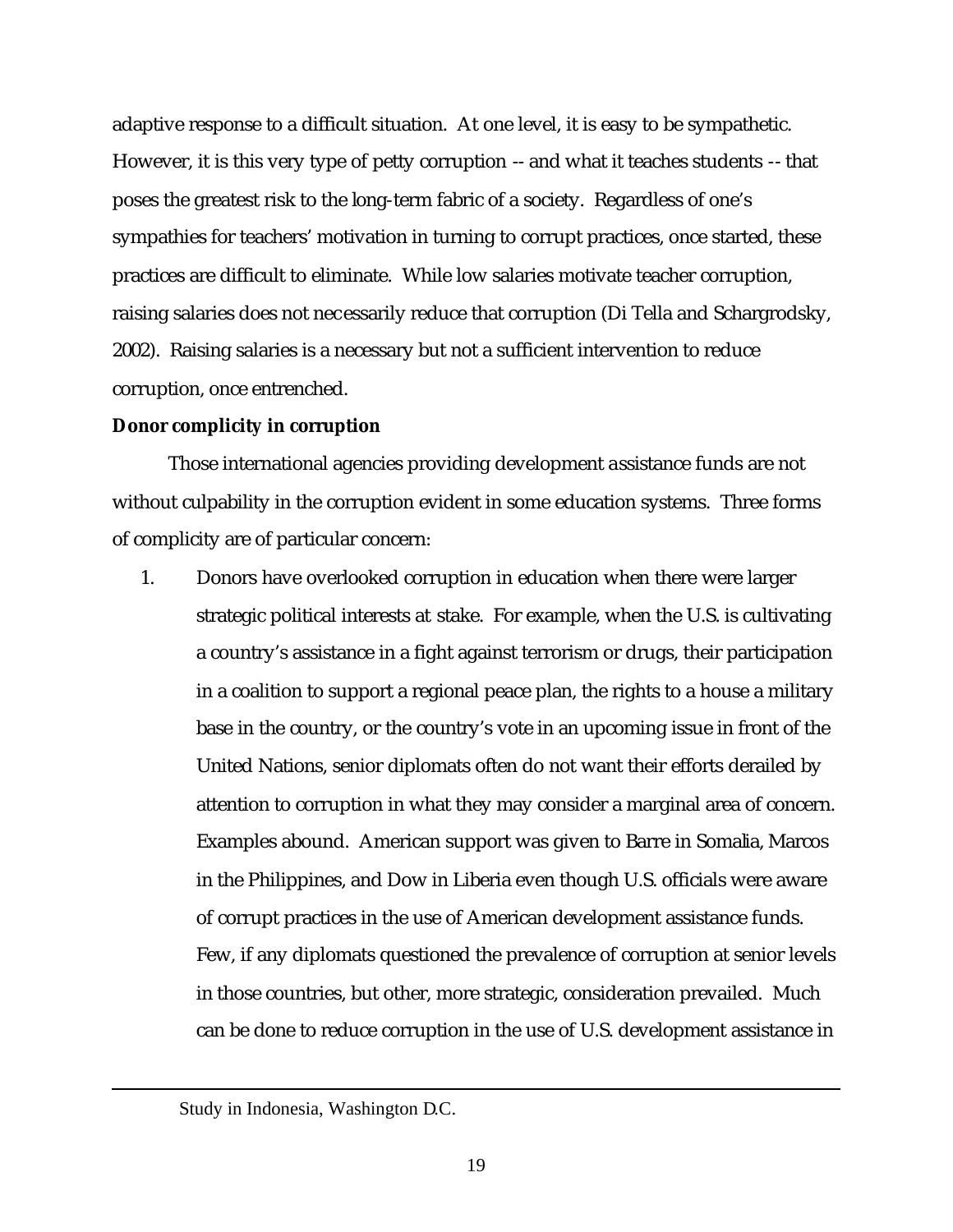adaptive response to a difficult situation. At one level, it is easy to be sympathetic. However, it is this very type of petty corruption -- and what it teaches students -- that poses the greatest risk to the long-term fabric of a society. Regardless of one's sympathies for teachers' motivation in turning to corrupt practices, once started, these practices are difficult to eliminate. While low salaries motivate teacher corruption, raising salaries does not necessarily reduce that corruption (Di Tella and Schargrodsky, 2002). Raising salaries is a necessary but not a sufficient intervention to reduce corruption, once entrenched.

**Donor complicity in corruption**

Those international agencies providing development assistance funds are not without culpability in the corruption evident in some education systems. Three forms of complicity are of particular concern:

1. Donors have overlooked corruption in education when there were larger strategic political interests at stake. For example, when the U.S. is cultivating a country's assistance in a fight against terrorism or drugs, their participation in a coalition to support a regional peace plan, the rights to a house a military base in the country, or the country's vote in an upcoming issue in front of the United Nations, senior diplomats often do not want their efforts derailed by attention to corruption in what they may consider a marginal area of concern. Examples abound. American support was given to Barre in Somalia, Marcos in the Philippines, and Dow in Liberia even though U.S. officials were aware of corrupt practices in the use of American development assistance funds. Few, if any diplomats questioned the prevalence of corruption at senior levels in those countries, but other, more strategic, consideration prevailed. Much can be done to reduce corruption in the use of U.S. development assistance in

---

Study in Indonesia, Washington D.C.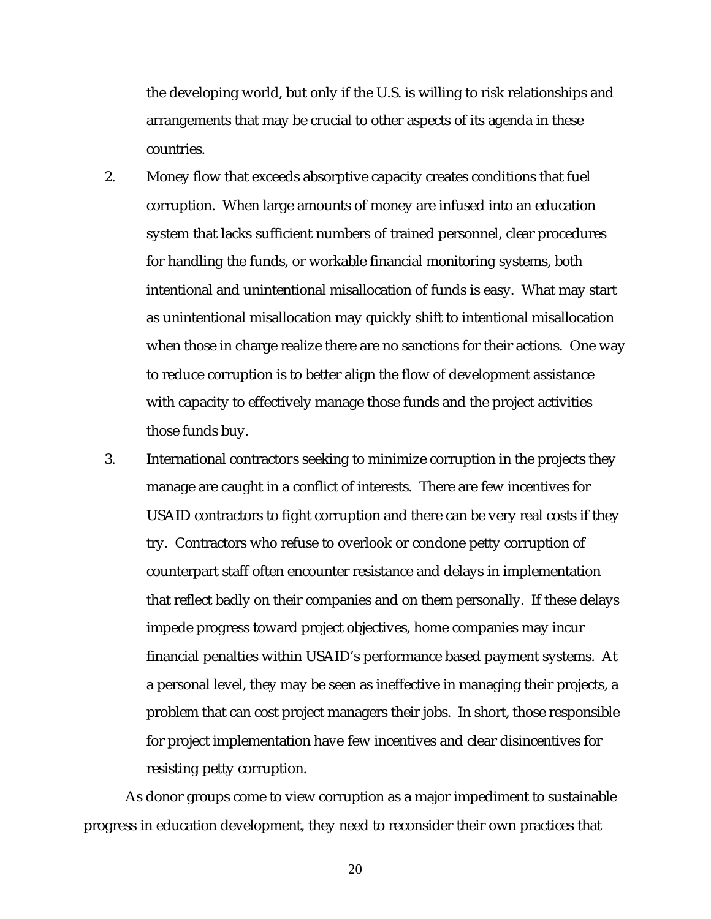the developing world, but only if the U.S. is willing to risk relationships and arrangements that may be crucial to other aspects of its agenda in these countries.

2. Money flow that exceeds absorptive capacity creates conditions that fuel corruption. When large amounts of money are infused into an education system that lacks sufficient numbers of trained personnel, clear procedures for handling the funds, or workable financial monitoring systems, both intentional and unintentional misallocation of funds is easy. What may start as unintentional misallocation may quickly shift to intentional misallocation when those in charge realize there are no sanctions for their actions. One way to reduce corruption is to better align the flow of development assistance with capacity to effectively manage those funds and the project activities those funds buy.

3. International contractors seeking to minimize corruption in the projects they manage are caught in a conflict of interests. There are few incentives for USAID contractors to fight corruption and there can be very real costs if they try. Contractors who refuse to overlook or condone petty corruption of counterpart staff often encounter resistance and delays in implementation that reflect badly on their companies and on them personally. If these delays impede progress toward project objectives, home companies may incur financial penalties within USAID's performance based payment systems. At a personal level, they may be seen as ineffective in managing their projects, a problem that can cost project managers their jobs. In short, those responsible for project implementation have few incentives and clear disincentives for resisting petty corruption.

As donor groups come to view corruption as a major impediment to sustainable progress in education development, they need to reconsider their own practices that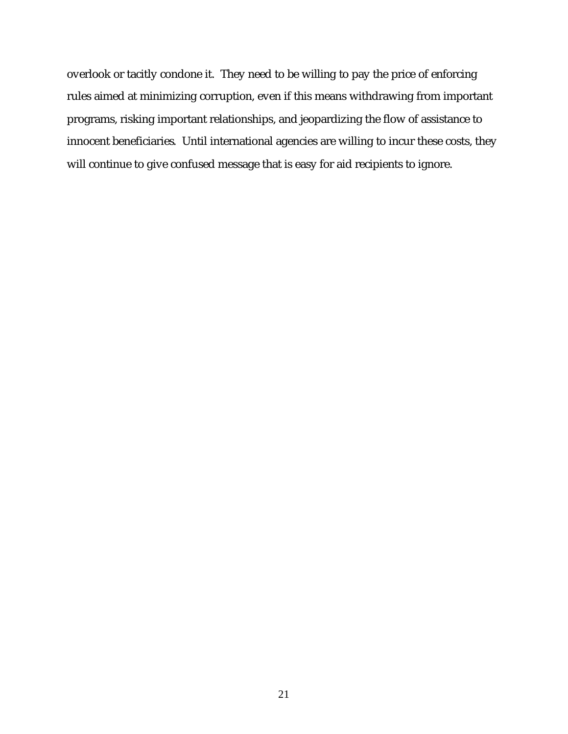overlook or tacitly condone it. They need to be willing to pay the price of enforcing rules aimed at minimizing corruption, even if this means withdrawing from important programs, risking important relationships, and jeopardizing the flow of assistance to innocent beneficiaries. Until international agencies are willing to incur these costs, they will continue to give confused message that is easy for aid recipients to ignore.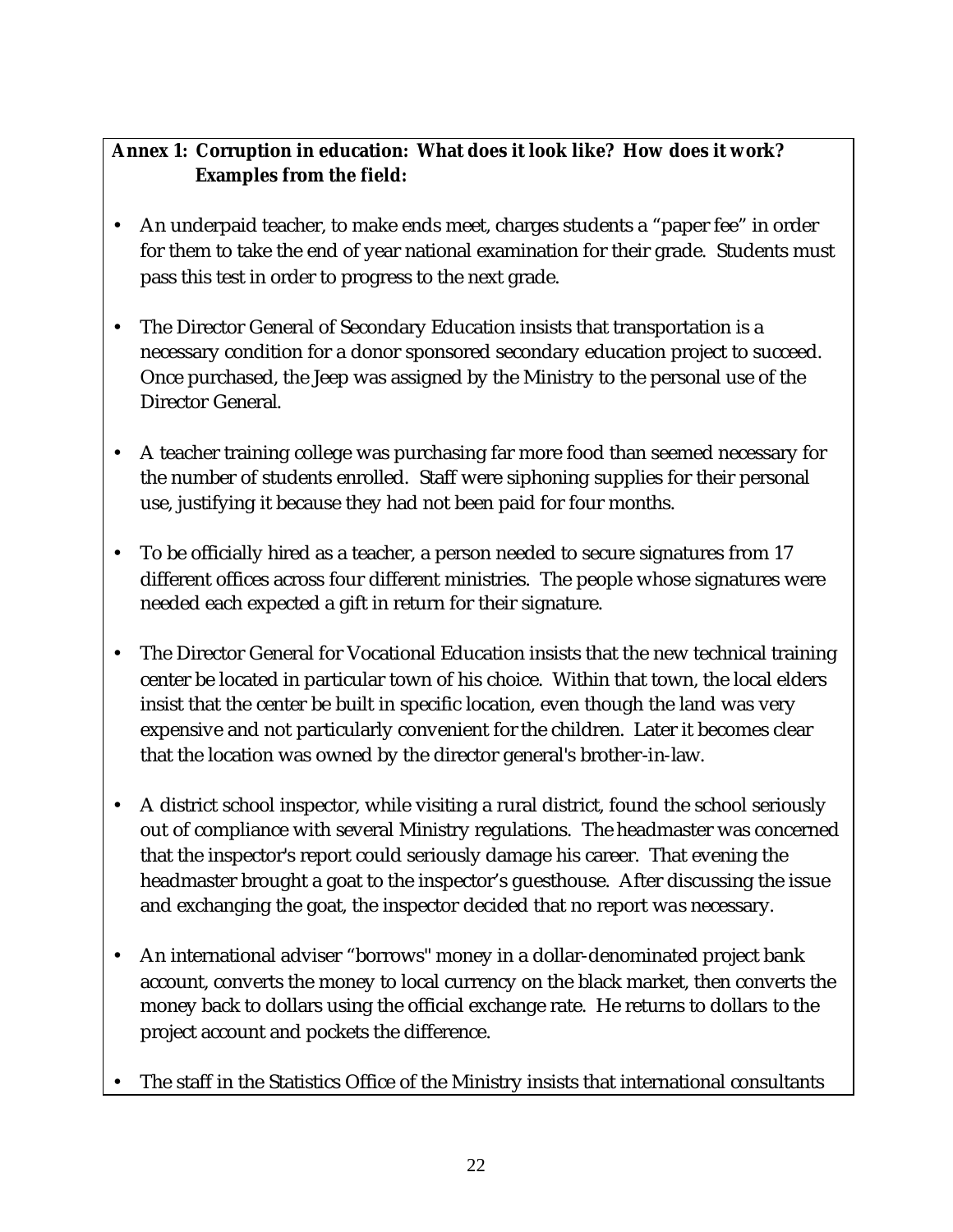**Annex 1: Corruption in education: What does it look like? How does it work? Examples from the field:**

- An underpaid teacher, to make ends meet, charges students a "paper fee" in order for them to take the end of year national examination for their grade. Students must pass this test in order to progress to the next grade.

- The Director General of Secondary Education insists that transportation is a necessary condition for a donor sponsored secondary education project to succeed. Once purchased, the Jeep was assigned by the Ministry to the personal use of the Director General.

- A teacher training college was purchasing far more food than seemed necessary for the number of students enrolled. Staff were siphoning supplies for their personal use, justifying it because they had not been paid for four months.

- To be officially hired as a teacher, a person needed to secure signatures from 17 different offices across four different ministries. The people whose signatures were needed each expected a gift in return for their signature.

- The Director General for Vocational Education insists that the new technical training center be located in particular town of his choice. Within that town, the local elders insist that the center be built in specific location, even though the land was very expensive and not particularly convenient for the children. Later it becomes clear that the location was owned by the director general's brother-in-law.

- A district school inspector, while visiting a rural district, found the school seriously out of compliance with several Ministry regulations. The headmaster was concerned that the inspector's report could seriously damage his career. That evening the headmaster brought a goat to the inspector's guesthouse. After discussing the issue and exchanging the goat, the inspector decided that no report was necessary.

- An international adviser "borrows" money in a dollar-denominated project bank account, converts the money to local currency on the black market, then converts the money back to dollars using the official exchange rate. He returns to dollars to the project account and pockets the difference.

- The staff in the Statistics Office of the Ministry insists that international consultants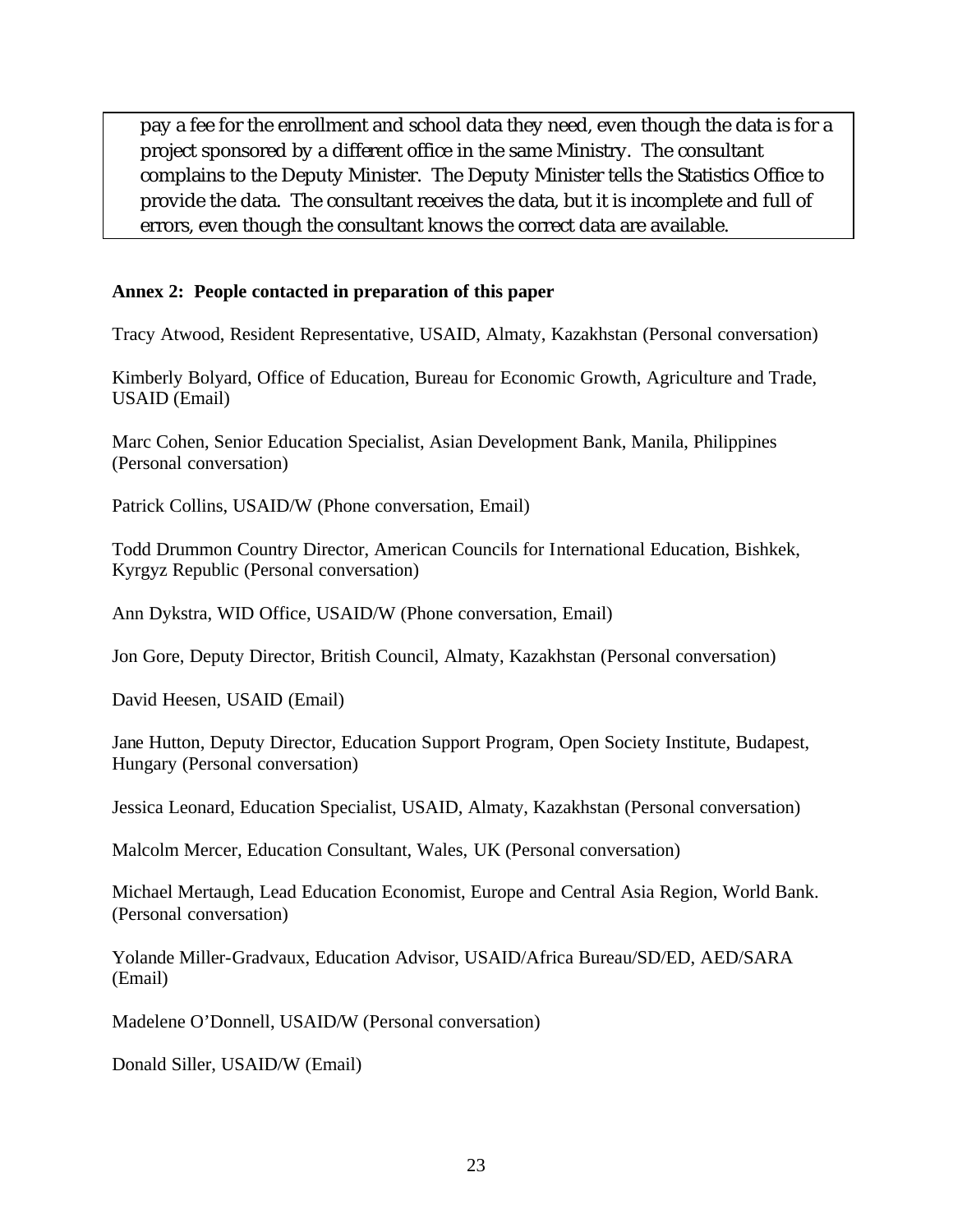> pay a fee for the enrollment and school data they need, even though the data is for a project sponsored by a different office in the same Ministry. The consultant complains to the Deputy Minister. The Deputy Minister tells the Statistics Office to provide the data. The consultant receives the data, but it is incomplete and full of errors, even though the consultant knows the correct data are available.

**Annex 2: People contacted in preparation of this paper**

Tracy Atwood, Resident Representative, USAID, Almaty, Kazakhstan (Personal conversation)

Kimberly Bolyard, Office of Education, Bureau for Economic Growth, Agriculture and Trade, USAID (Email)

Marc Cohen, Senior Education Specialist, Asian Development Bank, Manila, Philippines (Personal conversation)

Patrick Collins, USAID/W (Phone conversation, Email)

Todd Drummon Country Director, American Councils for International Education, Bishkek, Kyrgyz Republic (Personal conversation)

Ann Dykstra, WID Office, USAID/W (Phone conversation, Email)

Jon Gore, Deputy Director, British Council, Almaty, Kazakhstan (Personal conversation)

David Heesen, USAID (Email)

Jane Hutton, Deputy Director, Education Support Program, Open Society Institute, Budapest, Hungary (Personal conversation)

Jessica Leonard, Education Specialist, USAID, Almaty, Kazakhstan (Personal conversation)

Malcolm Mercer, Education Consultant, Wales, UK (Personal conversation)

Michael Mertaugh, Lead Education Economist, Europe and Central Asia Region, World Bank. (Personal conversation)

Yolande Miller-Gradvaux, Education Advisor, USAID/Africa Bureau/SD/ED, AED/SARA (Email)

Madelene O'Donnell, USAID/W (Personal conversation)

Donald Siller, USAID/W (Email)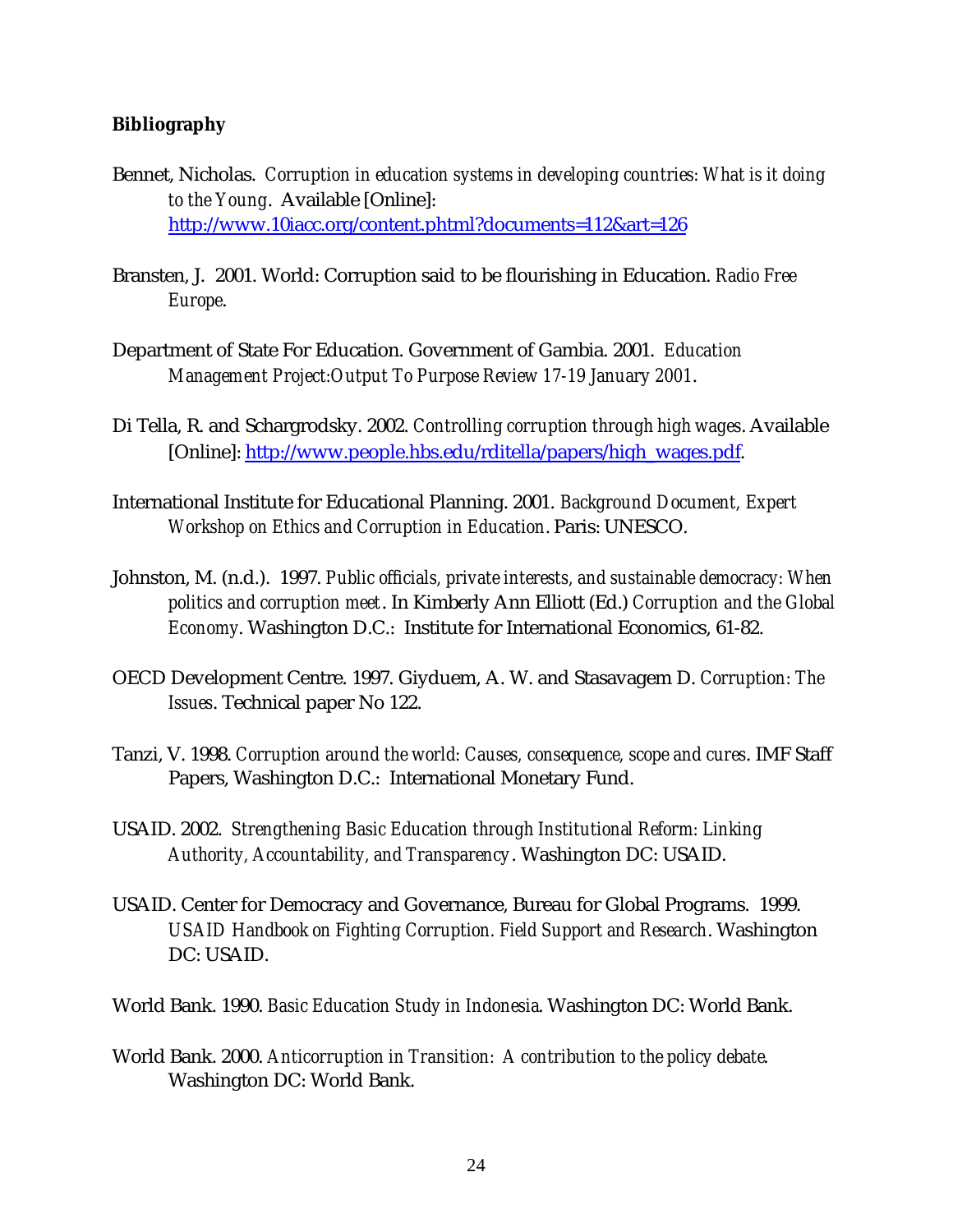**Bibliography**

Bennet, Nicholas. *Corruption in education systems in developing countries: What is it doing to the Young*. Available [Online]: http://www.10iacc.org/content.phtml?documents=112&art=126

Bransten, J. 2001. World: Corruption said to be flourishing in Education. *Radio Free Europe*.

Department of State For Education. Government of Gambia. 2001. *Education Management Project:Output To Purpose Review 17-19 January 2001*.

Di Tella, R. and Schargrodsky. 2002. *Controlling corruption through high wages*. Available [Online]: http://www.people.hbs.edu/rditella/papers/high_wages.pdf.

International Institute for Educational Planning. 2001. *Background Document, Expert Workshop on Ethics and Corruption in Education*. Paris: UNESCO.

Johnston, M. (n.d.). 1997. *Public officials, private interests, and sustainable democracy: When politics and corruption meet*. In Kimberly Ann Elliott (Ed.) *Corruption and the Global Economy*. Washington D.C.: Institute for International Economics, 61-82.

OECD Development Centre. 1997. Giyduem, A. W. and Stasavagem D. *Corruption: The Issues*. Technical paper No 122.

Tanzi, V. 1998. *Corruption around the world: Causes, consequence, scope and cures*. IMF Staff Papers, Washington D.C.: International Monetary Fund.

USAID. 2002. *Strengthening Basic Education through Institutional Reform: Linking Authority, Accountability, and Transparency*. Washington DC: USAID.

USAID. Center for Democracy and Governance, Bureau for Global Programs. 1999. *USAID Handbook on Fighting Corruption. Field Support and Research*. Washington DC: USAID.

World Bank. 1990. *Basic Education Study in Indonesia*. Washington DC: World Bank.

World Bank. 2000. *Anticorruption in Transition: A contribution to the policy debate*. Washington DC: World Bank.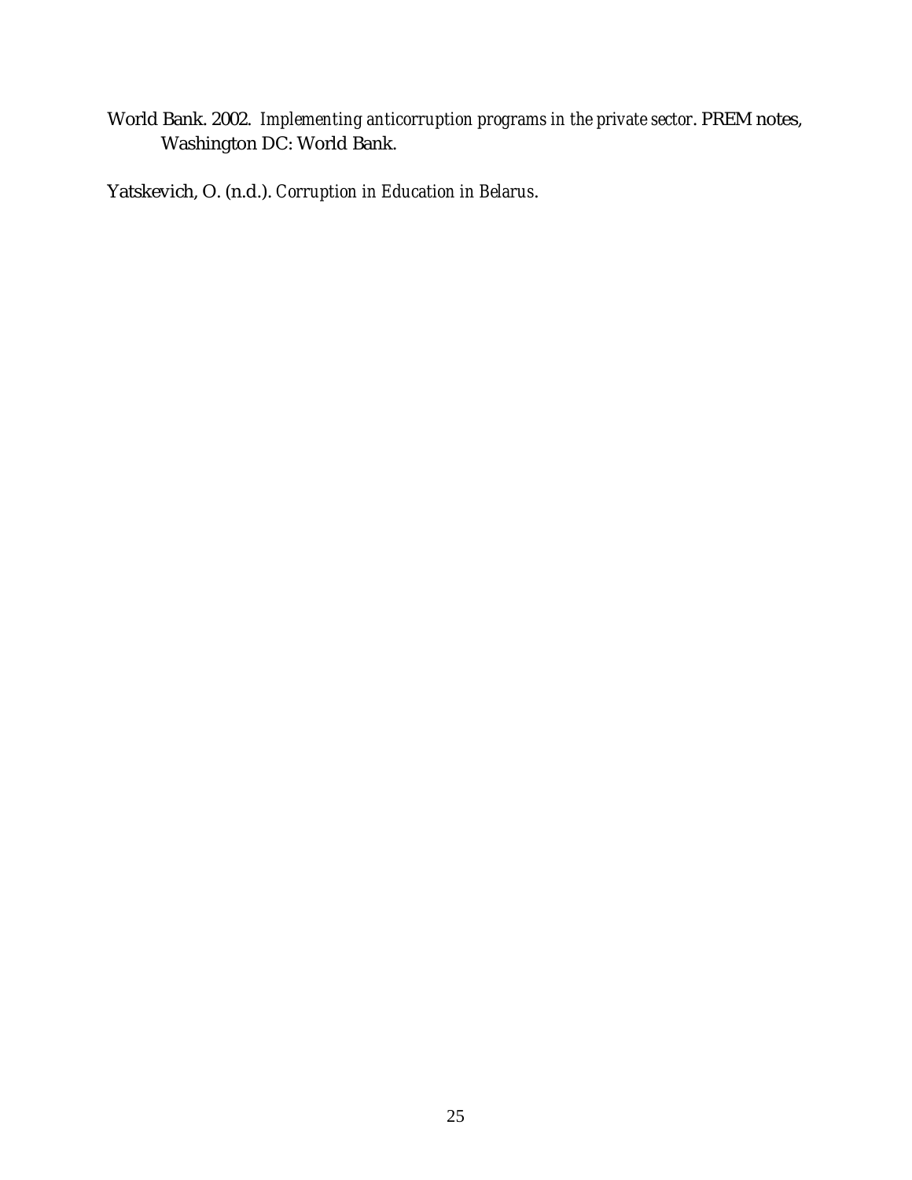World Bank. 2002. *Implementing anticorruption programs in the private sector*. PREM notes, Washington DC: World Bank.

Yatskevich, O. (n.d.). *Corruption in Education in Belarus*.